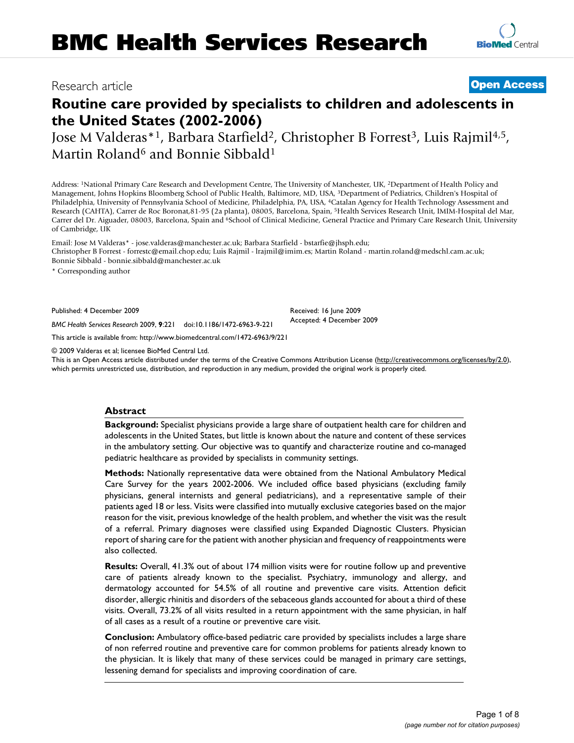Research article **Open Access**

# Routine care provided by specialists to children and adolescents in the United States (2002-2006)

Jose M Valderas*[1], Barbara Starfield[2], Christopher B Forrest[3], Luis Rajmil[4,5], Martin Roland[6] and Bonnie Sibbald[1]

Address: [1]National Primary Care Research and Development Centre, The University of Manchester, UK, [2]Department of Health Policy and Management, Johns Hopkins Bloomberg School of Public Health, Baltimore, MD, USA, [3]Department of Pediatrics, Children's Hospital of Philadelphia, University of Pennsylvania School of Medicine, Philadelphia, PA, USA, [4]Catalan Agency for Health Technology Assessment and Research (CAHTA), Carrer de Roc Boronat,81-95 (2a planta), 08005, Barcelona, Spain, [5]Health Services Research Unit, IMIM-Hospital del Mar, Carrer del Dr. Aiguader, 08003, Barcelona, Spain and [6]School of Clinical Medicine, General Practice and Primary Care Research Unit, University of Cambridge, UK

Email: Jose M Valderas* - jose.valderas@manchester.ac.uk; Barbara Starfield - bstarfie@jhsph.edu; Christopher B Forrest - forrestc@email.chop.edu; Luis Rajmil - lrajmil@imim.es; Martin Roland - martin.roland@medschl.cam.ac.uk; Bonnie Sibbald - bonnie.sibbald@manchester.ac.uk

* Corresponding author

Published: 4 December 2009

*BMC Health Services Research* 2009, **9**:221 doi:10.1186/1472-6963-9-221

Received: 16 June 2009
Accepted: 4 December 2009

This article is available from: http://www.biomedcentral.com/1472-6963/9/221

© 2009 Valderas et al; licensee BioMed Central Ltd.
This is an Open Access article distributed under the terms of the Creative Commons Attribution License (http://creativecommons.org/licenses/by/2.0), which permits unrestricted use, distribution, and reproduction in any medium, provided the original work is properly cited.

## Abstract

**Background:** Specialist physicians provide a large share of outpatient health care for children and adolescents in the United States, but little is known about the nature and content of these services in the ambulatory setting. Our objective was to quantify and characterize routine and co-managed pediatric healthcare as provided by specialists in community settings.

**Methods:** Nationally representative data were obtained from the National Ambulatory Medical Care Survey for the years 2002-2006. We included office based physicians (excluding family physicians, general internists and general pediatricians), and a representative sample of their patients aged 18 or less. Visits were classified into mutually exclusive categories based on the major reason for the visit, previous knowledge of the health problem, and whether the visit was the result of a referral. Primary diagnoses were classified using Expanded Diagnostic Clusters. Physician report of sharing care for the patient with another physician and frequency of reappointments were also collected.

**Results:** Overall, 41.3% out of about 174 million visits were for routine follow up and preventive care of patients already known to the specialist. Psychiatry, immunology and allergy, and dermatology accounted for 54.5% of all routine and preventive care visits. Attention deficit disorder, allergic rhinitis and disorders of the sebaceous glands accounted for about a third of these visits. Overall, 73.2% of all visits resulted in a return appointment with the same physician, in half of all cases as a result of a routine or preventive care visit.

**Conclusion:** Ambulatory office-based pediatric care provided by specialists includes a large share of non referred routine and preventive care for common problems for patients already known to the physician. It is likely that many of these services could be managed in primary care settings, lessening demand for specialists and improving coordination of care.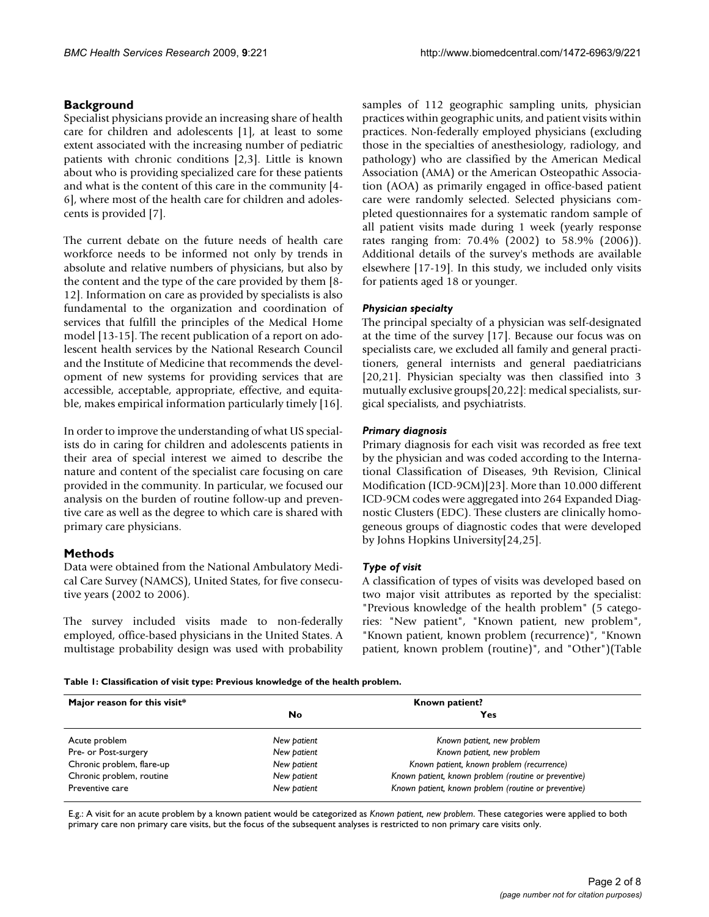## Background

Specialist physicians provide an increasing share of health care for children and adolescents [1], at least to some extent associated with the increasing number of pediatric patients with chronic conditions [2,3]. Little is known about who is providing specialized care for these patients and what is the content of this care in the community [4-6], where most of the health care for children and adolescents is provided [7].

The current debate on the future needs of health care workforce needs to be informed not only by trends in absolute and relative numbers of physicians, but also by the content and the type of the care provided by them [8-12]. Information on care as provided by specialists is also fundamental to the organization and coordination of services that fulfill the principles of the Medical Home model [13-15]. The recent publication of a report on adolescent health services by the National Research Council and the Institute of Medicine that recommends the development of new systems for providing services that are accessible, acceptable, appropriate, effective, and equitable, makes empirical information particularly timely [16].

In order to improve the understanding of what US specialists do in caring for children and adolescents patients in their area of special interest we aimed to describe the nature and content of the specialist care focusing on care provided in the community. In particular, we focused our analysis on the burden of routine follow-up and preventive care as well as the degree to which care is shared with primary care physicians.

## Methods

Data were obtained from the National Ambulatory Medical Care Survey (NAMCS), United States, for five consecutive years (2002 to 2006).

The survey included visits made to non-federally employed, office-based physicians in the United States. A multistage probability design was used with probability samples of 112 geographic sampling units, physician practices within geographic units, and patient visits within practices. Non-federally employed physicians (excluding those in the specialties of anesthesiology, radiology, and pathology) who are classified by the American Medical Association (AMA) or the American Osteopathic Association (AOA) as primarily engaged in office-based patient care were randomly selected. Selected physicians completed questionnaires for a systematic random sample of all patient visits made during 1 week (yearly response rates ranging from: 70.4% (2002) to 58.9% (2006)). Additional details of the survey's methods are available elsewhere [17-19]. In this study, we included only visits for patients aged 18 or younger.

### *Physician specialty*

The principal specialty of a physician was self-designated at the time of the survey [17]. Because our focus was on specialists care, we excluded all family and general practitioners, general internists and general paediatricians [20,21]. Physician specialty was then classified into 3 mutually exclusive groups[20,22]: medical specialists, surgical specialists, and psychiatrists.

### *Primary diagnosis*

Primary diagnosis for each visit was recorded as free text by the physician and was coded according to the International Classification of Diseases, 9th Revision, Clinical Modification (ICD-9CM)[23]. More than 10.000 different ICD-9CM codes were aggregated into 264 Expanded Diagnostic Clusters (EDC). These clusters are clinically homogeneous groups of diagnostic codes that were developed by Johns Hopkins University[24,25].

### *Type of visit*

A classification of types of visits was developed based on two major visit attributes as reported by the specialist: "Previous knowledge of the health problem" (5 categories: "New patient", "Known patient, new problem", "Known patient, known problem (recurrence)", "Known patient, known problem (routine)", and "Other")(Table

**Table 1: Classification of visit type: Previous knowledge of the health problem.**

| Major reason for this visit* | Known patient? | |
|---|---|---|
| | **No** | **Yes** |
| Acute problem | *New patient* | *Known patient, new problem* |
| Pre- or Post-surgery | *New patient* | *Known patient, new problem* |
| Chronic problem, flare-up | *New patient* | *Known patient, known problem (recurrence)* |
| Chronic problem, routine | *New patient* | *Known patient, known problem (routine or preventive)* |
| Preventive care | *New patient* | *Known patient, known problem (routine or preventive)* |

E.g.: A visit for an acute problem by a known patient would be categorized as *Known patient, new problem*. These categories were applied to both primary care non primary care visits, but the focus of the subsequent analyses is restricted to non primary care visits only.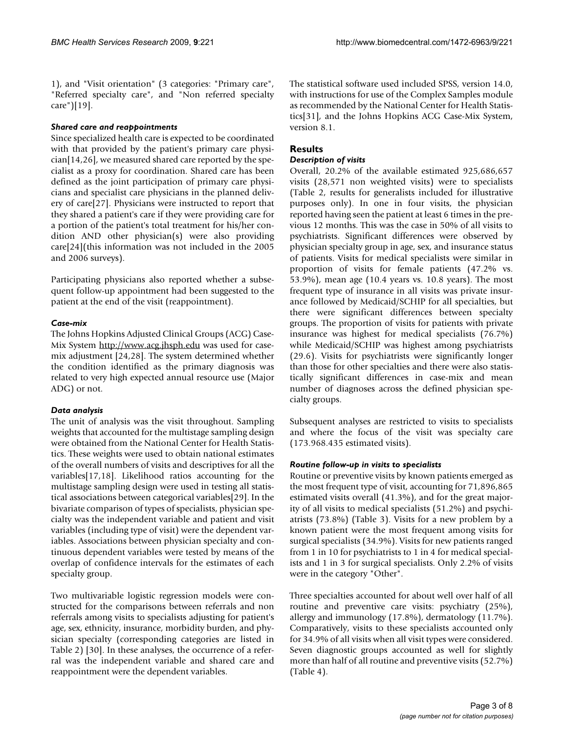1), and "Visit orientation" (3 categories: "Primary care", "Referred specialty care", and "Non referred specialty care")[19].

### *Shared care and reappointments*

Since specialized health care is expected to be coordinated with that provided by the patient's primary care physician[14,26], we measured shared care reported by the specialist as a proxy for coordination. Shared care has been defined as the joint participation of primary care physicians and specialist care physicians in the planned delivery of care[27]. Physicians were instructed to report that they shared a patient's care if they were providing care for a portion of the patient's total treatment for his/her condition AND other physician(s) were also providing care[24](this information was not included in the 2005 and 2006 surveys).

Participating physicians also reported whether a subsequent follow-up appointment had been suggested to the patient at the end of the visit (reappointment).

### *Case-mix*

The Johns Hopkins Adjusted Clinical Groups (ACG) Case-Mix System http://www.acg.jhsph.edu was used for case-mix adjustment [24,28]. The system determined whether the condition identified as the primary diagnosis was related to very high expected annual resource use (Major ADG) or not.

### *Data analysis*

The unit of analysis was the visit throughout. Sampling weights that accounted for the multistage sampling design were obtained from the National Center for Health Statistics. These weights were used to obtain national estimates of the overall numbers of visits and descriptives for all the variables[17,18]. Likelihood ratios accounting for the multistage sampling design were used in testing all statistical associations between categorical variables[29]. In the bivariate comparison of types of specialists, physician specialty was the independent variable and patient and visit variables (including type of visit) were the dependent variables. Associations between physician specialty and continuous dependent variables were tested by means of the overlap of confidence intervals for the estimates of each specialty group.

Two multivariable logistic regression models were constructed for the comparisons between referrals and non referrals among visits to specialists adjusting for patient's age, sex, ethnicity, insurance, morbidity burden, and physician specialty (corresponding categories are listed in Table 2) [30]. In these analyses, the occurrence of a referral was the independent variable and shared care and reappointment were the dependent variables.

The statistical software used included SPSS, version 14.0, with instructions for use of the Complex Samples module as recommended by the National Center for Health Statistics[31], and the Johns Hopkins ACG Case-Mix System, version 8.1.

## Results

### *Description of visits*

Overall, 20.2% of the available estimated 925,686,657 visits (28,571 non weighted visits) were to specialists (Table 2, results for generalists included for illustrative purposes only). In one in four visits, the physician reported having seen the patient at least 6 times in the previous 12 months. This was the case in 50% of all visits to psychiatrists. Significant differences were observed by physician specialty group in age, sex, and insurance status of patients. Visits for medical specialists were similar in proportion of visits for female patients (47.2% vs. 53.9%), mean age (10.4 years vs. 10.8 years). The most frequent type of insurance in all visits was private insurance followed by Medicaid/SCHIP for all specialties, but there were significant differences between specialty groups. The proportion of visits for patients with private insurance was highest for medical specialists (76.7%) while Medicaid/SCHIP was highest among psychiatrists (29.6). Visits for psychiatrists were significantly longer than those for other specialties and there were also statistically significant differences in case-mix and mean number of diagnoses across the defined physician specialty groups.

Subsequent analyses are restricted to visits to specialists and where the focus of the visit was specialty care (173.968.435 estimated visits).

### *Routine follow-up in visits to specialists*

Routine or preventive visits by known patients emerged as the most frequent type of visit, accounting for 71,896,865 estimated visits overall (41.3%), and for the great majority of all visits to medical specialists (51.2%) and psychiatrists (73.8%) (Table 3). Visits for a new problem by a known patient were the most frequent among visits for surgical specialists (34.9%). Visits for new patients ranged from 1 in 10 for psychiatrists to 1 in 4 for medical specialists and 1 in 3 for surgical specialists. Only 2.2% of visits were in the category "Other".

Three specialties accounted for about well over half of all routine and preventive care visits: psychiatry (25%), allergy and immunology (17.8%), dermatology (11.7%). Comparatively, visits to these specialists accounted only for 34.9% of all visits when all visit types were considered. Seven diagnostic groups accounted as well for slightly more than half of all routine and preventive visits (52.7%) (Table 4).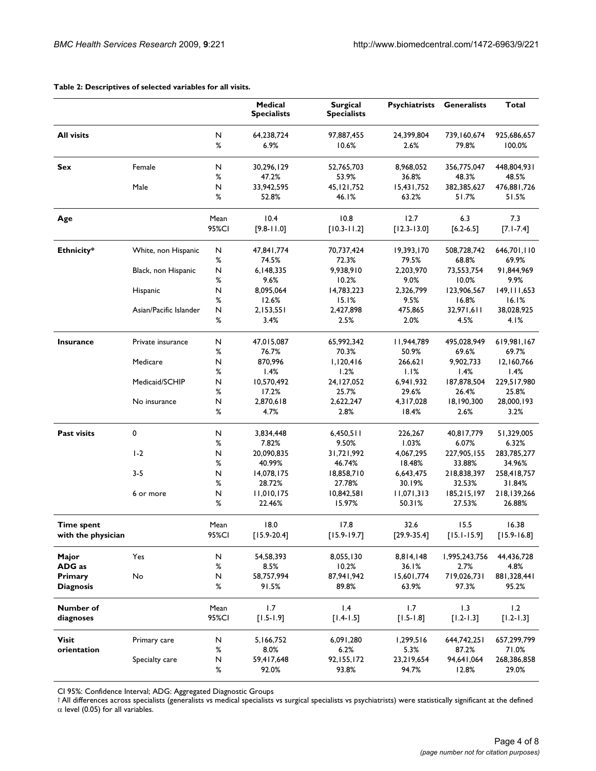**Table 2: Descriptives of selected variables for all visits.**

| | | | Medical Specialists | Surgical Specialists | Psychiatrists | Generalists | Total |
|---|---|---|---|---|---|---|---|
| **All visits** | | N | 64,238,724 | 97,887,455 | 24,399,804 | 739,160,674 | 925,686,657 |
| | | % | 6.9% | 10.6% | 2.6% | 79.8% | 100.0% |
| **Sex** | Female | N | 30,296,129 | 52,765,703 | 8,968,052 | 356,775,047 | 448,804,931 |
| | | % | 47.2% | 53.9% | 36.8% | 48.3% | 48.5% |
| | Male | N | 33,942,595 | 45,121,752 | 15,431,752 | 382,385,627 | 476,881,726 |
| | | % | 52.8% | 46.1% | 63.2% | 51.7% | 51.5% |
| **Age** | | Mean | 10.4 | 10.8 | 12.7 | 6.3 | 7.3 |
| | | 95%CI | [9.8-11.0] | [10.3-11.2] | [12.3-13.0] | [6.2-6.5] | [7.1-7.4] |
| **Ethnicity*** | White, non Hispanic | N | 47,841,774 | 70,737,424 | 19,393,170 | 508,728,742 | 646,701,110 |
| | | % | 74.5% | 72.3% | 79.5% | 68.8% | 69.9% |
| | Black, non Hispanic | N | 6,148,335 | 9,938,910 | 2,203,970 | 73,553,754 | 91,844,969 |
| | | % | 9.6% | 10.2% | 9.0% | 10.0% | 9.9% |
| | Hispanic | N | 8,095,064 | 14,783,223 | 2,326,799 | 123,906,567 | 149,111,653 |
| | | % | 12.6% | 15.1% | 9.5% | 16.8% | 16.1% |
| | Asian/Pacific Islander | N | 2,153,551 | 2,427,898 | 475,865 | 32,971,611 | 38,028,925 |
| | | % | 3.4% | 2.5% | 2.0% | 4.5% | 4.1% |
| **Insurance** | Private insurance | N | 47,015,087 | 65,992,342 | 11,944,789 | 495,028,949 | 619,981,167 |
| | | % | 76.7% | 70.3% | 50.9% | 69.6% | 69.7% |
| | Medicare | N | 870,996 | 1,120,416 | 266,621 | 9,902,733 | 12,160,766 |
| | | % | 1.4% | 1.2% | 1.1% | 1.4% | 1.4% |
| | Medicaid/SCHIP | N | 10,570,492 | 24,127,052 | 6,941,932 | 187,878,504 | 229,517,980 |
| | | % | 17.2% | 25.7% | 29.6% | 26.4% | 25.8% |
| | No insurance | N | 2,870,618 | 2,622,247 | 4,317,028 | 18,190,300 | 28,000,193 |
| | | % | 4.7% | 2.8% | 18.4% | 2.6% | 3.2% |
| **Past visits** | 0 | N | 3,834,448 | 6,450,511 | 226,267 | 40,817,779 | 51,329,005 |
| | | % | 7.82% | 9.50% | 1.03% | 6.07% | 6.32% |
| | 1-2 | N | 20,090,835 | 31,721,992 | 4,067,295 | 227,905,155 | 283,785,277 |
| | | % | 40.99% | 46.74% | 18.48% | 33.88% | 34.96% |
| | 3-5 | N | 14,078,175 | 18,858,710 | 6,643,475 | 218,838,397 | 258,418,757 |
| | | % | 28.72% | 27.78% | 30.19% | 32.53% | 31.84% |
| | 6 or more | N | 11,010,175 | 10,842,581 | 11,071,313 | 185,215,197 | 218,139,266 |
| | | % | 22.46% | 15.97% | 50.31% | 27.53% | 26.88% |
| **Time spent with the physician** | | Mean | 18.0 | 17.8 | 32.6 | 15.5 | 16.38 |
| | | 95%CI | [15.9-20.4] | [15.9-19.7] | [29.9-35.4] | [15.1-15.9] | [15.9-16.8] |
| **Major ADG as Primary Diagnosis** | Yes | N | 54,58,393 | 8,055,130 | 8,814,148 | 1,995,243,756 | 44,436,728 |
| | | % | 8.5% | 10.2% | 36.1% | 2.7% | 4.8% |
| | No | N | 58,757,994 | 87,941,942 | 15,601,774 | 719,026,731 | 881,328,441 |
| | | % | 91.5% | 89.8% | 63.9% | 97.3% | 95.2% |
| **Number of diagnoses** | | Mean | 1.7 | 1.4 | 1.7 | 1.3 | 1.2 |
| | | 95%CI | [1.5-1.9] | [1.4-1.5] | [1.5-1.8] | [1.2-1.3] | [1.2-1.3] |
| **Visit orientation** | Primary care | N | 5,166,752 | 6,091,280 | 1,299,516 | 644,742,251 | 657,299,799 |
| | | % | 8.0% | 6.2% | 5.3% | 87.2% | 71.0% |
| | Specialty care | N | 59,417,648 | 92,155,172 | 23,219,654 | 94,641,064 | 268,386,858 |
| | | % | 92.0% | 93.8% | 94.7% | 12.8% | 29.0% |

CI 95%: Confidence Interval; ADG: Aggregated Diagnostic Groups

† All differences across specialists (generalists vs medical specialists vs surgical specialists vs psychiatrists) were statistically significant at the defined $\alpha$ level (0.05) for all variables.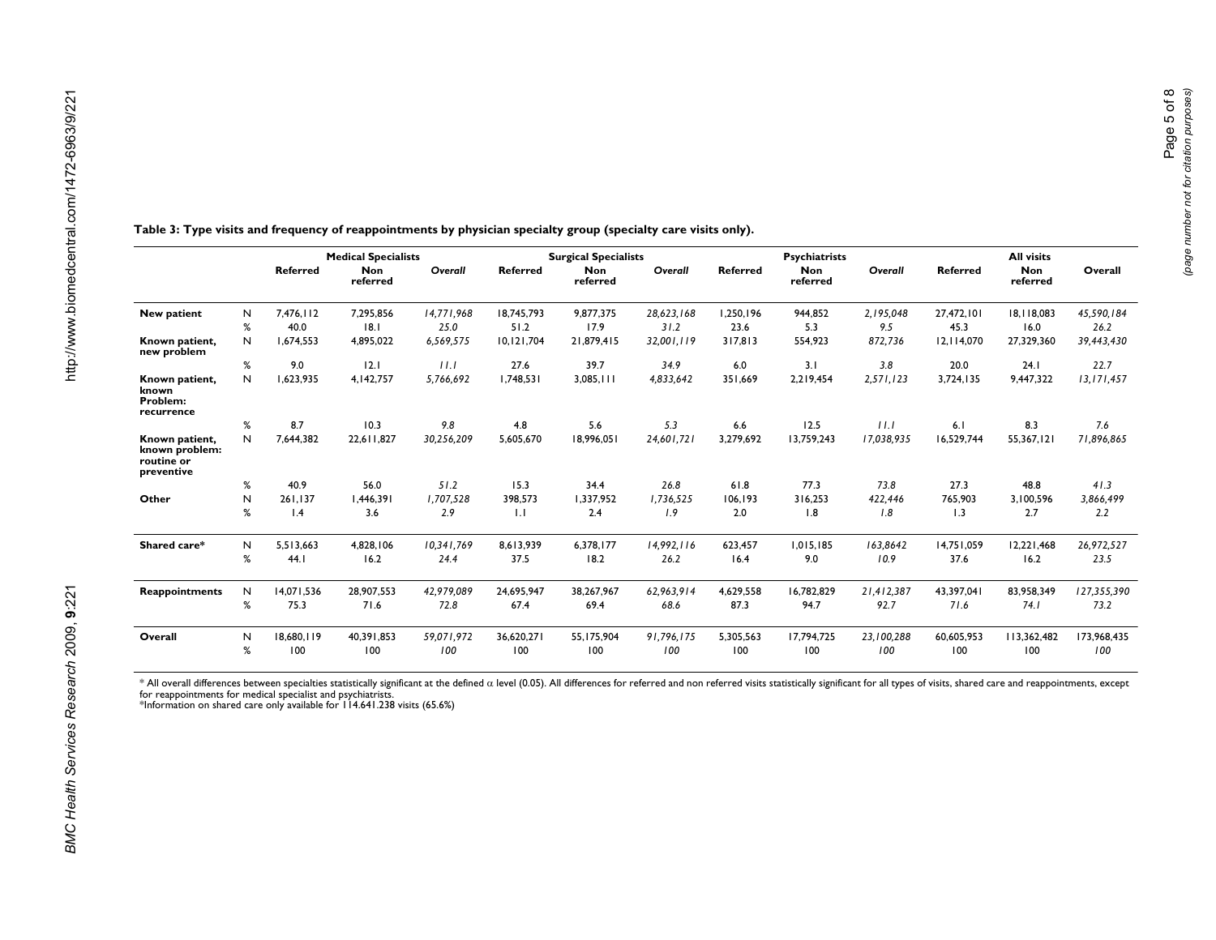**Table 3: Type visits and frequency of reappointments by physician specialty group (specialty care visits only).**

| | | Medical Specialists | | | Surgical Specialists | | | Psychiatrists | | | All visits | | |
|---|---|---|---|---|---|---|---|---|---|---|---|---|---|
| | | Referred | Non referred | *Overall* | Referred | Non referred | *Overall* | Referred | Non referred | *Overall* | Referred | Non referred | Overall |
| **New patient** | N | 7,476,112 | 7,295,856 | *14,771,968* | 18,745,793 | 9,877,375 | *28,623,168* | 1,250,196 | 944,852 | *2,195,048* | 27,472,101 | 18,118,083 | *45,590,184* |
| | % | 40.0 | 18.1 | *25.0* | 51.2 | 17.9 | *31.2* | 23.6 | 5.3 | *9.5* | 45.3 | 16.0 | *26.2* |
| **Known patient, new problem** | N | 1,674,553 | 4,895,022 | *6,569,575* | 10,121,704 | 21,879,415 | *32,001,119* | 317,813 | 554,923 | *872,736* | 12,114,070 | 27,329,360 | *39,443,430* |
| | % | 9.0 | 12.1 | *11.1* | 27.6 | 39.7 | *34.9* | 6.0 | 3.1 | *3.8* | 20.0 | 24.1 | *22.7* |
| **Known patient, known Problem: recurrence** | N | 1,623,935 | 4,142,757 | *5,766,692* | 1,748,531 | 3,085,111 | *4,833,642* | 351,669 | 2,219,454 | *2,571,123* | 3,724,135 | 9,447,322 | *13,171,457* |
| | % | 8.7 | 10.3 | *9.8* | 4.8 | 5.6 | *5.3* | 6.6 | 12.5 | *11.1* | 6.1 | 8.3 | *7.6* |
| **Known patient, known problem: routine or preventive** | N | 7,644,382 | 22,611,827 | *30,256,209* | 5,605,670 | 18,996,051 | *24,601,721* | 3,279,692 | 13,759,243 | *17,038,935* | 16,529,744 | 55,367,121 | *71,896,865* |
| | % | 40.9 | 56.0 | *51.2* | 15.3 | 34.4 | *26.8* | 61.8 | 77.3 | *73.8* | 27.3 | 48.8 | *41.3* |
| **Other** | N | 261,137 | 1,446,391 | *1,707,528* | 398,573 | 1,337,952 | *1,736,525* | 106,193 | 316,253 | *422,446* | 765,903 | 3,100,596 | *3,866,499* |
| | % | 1.4 | 3.6 | *2.9* | 1.1 | 2.4 | *1.9* | 2.0 | 1.8 | *1.8* | 1.3 | 2.7 | *2.2* |
| **Shared care*** | N | 5,513,663 | 4,828,106 | *10,341,769* | 8,613,939 | 6,378,177 | *14,992,116* | 623,457 | 1,015,185 | *163,8642* | 14,751,059 | 12,221,468 | *26,972,527* |
| | % | 44.1 | 16.2 | *24.4* | 37.5 | 18.2 | *26.2* | 16.4 | 9.0 | *10.9* | 37.6 | 16.2 | *23.5* |
| **Reappointments** | N | 14,071,536 | 28,907,553 | *42,979,089* | 24,695,947 | 38,267,967 | *62,963,914* | 4,629,558 | 16,782,829 | *21,412,387* | 43,397,041 | 83,958,349 | *127,355,390* |
| | % | 75.3 | 71.6 | *72.8* | 67.4 | 69.4 | *68.6* | 87.3 | 94.7 | *92.7* | 71.6 | 74.1 | *73.2* |
| **Overall** | N | 18,680,119 | 40,391,853 | *59,071,972* | 36,620,271 | 55,175,904 | *91,796,175* | 5,305,563 | 17,794,725 | *23,100,288* | 60,605,953 | 113,362,482 | 173,968,435 |
| | % | 100 | 100 | *100* | 100 | 100 | *100* | 100 | 100 | *100* | 100 | 100 | *100* |

* All overall differences between specialties statistically significant at the defined $\alpha$ level (0.05). All differences for referred and non referred visits statistically significant for all types of visits, shared care and reappointments, except for reappointments for medical specialist and psychiatrists.
*Information on shared care only available for 114.641.238 visits (65.6%)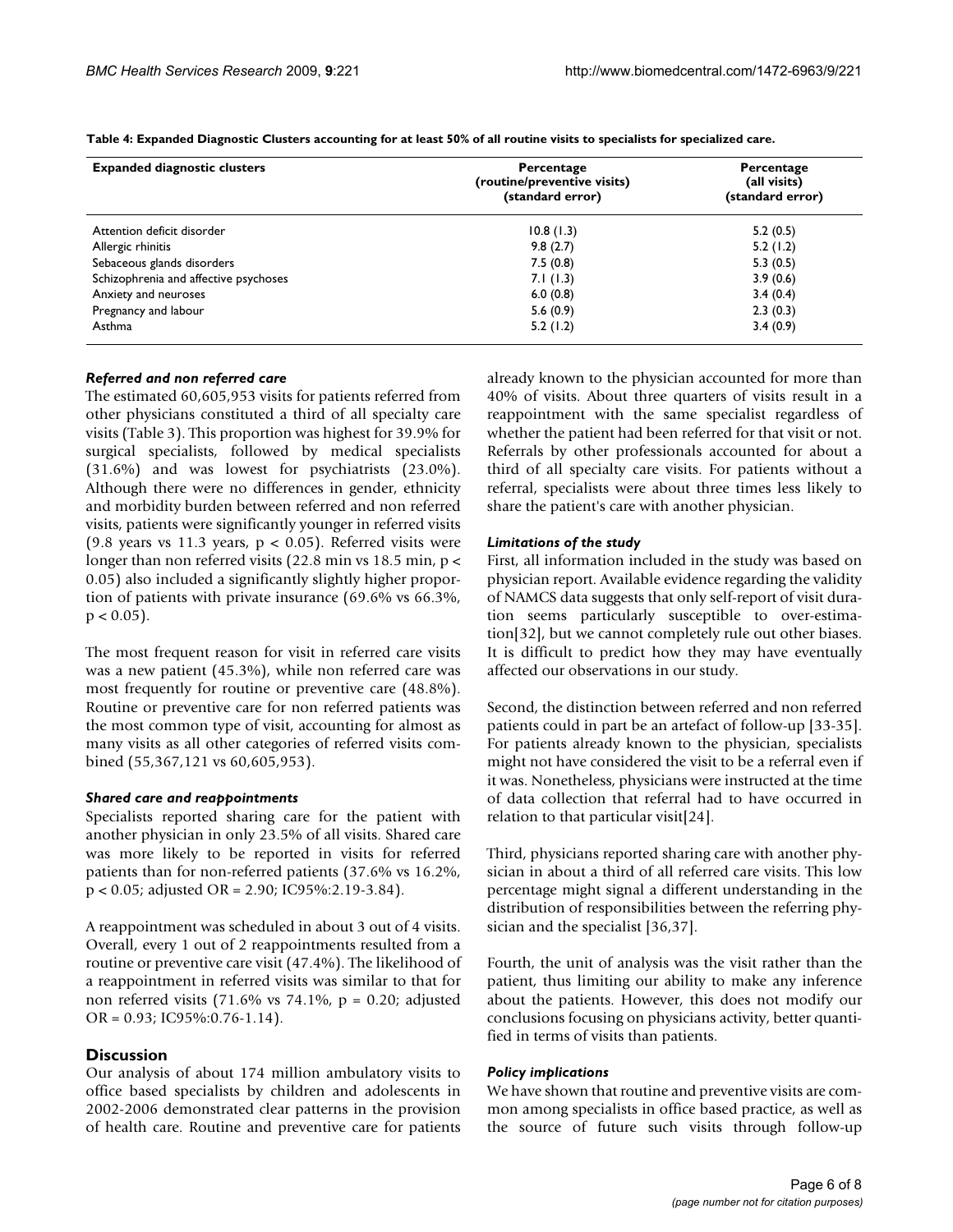**Table 4: Expanded Diagnostic Clusters accounting for at least 50% of all routine visits to specialists for specialized care.**

| Expanded diagnostic clusters | Percentage (routine/preventive visits) (standard error) | Percentage (all visits) (standard error) |
|---|---|---|
| Attention deficit disorder | 10.8 (1.3) | 5.2 (0.5) |
| Allergic rhinitis | 9.8 (2.7) | 5.2 (1.2) |
| Sebaceous glands disorders | 7.5 (0.8) | 5.3 (0.5) |
| Schizophrenia and affective psychoses | 7.1 (1.3) | 3.9 (0.6) |
| Anxiety and neuroses | 6.0 (0.8) | 3.4 (0.4) |
| Pregnancy and labour | 5.6 (0.9) | 2.3 (0.3) |
| Asthma | 5.2 (1.2) | 3.4 (0.9) |

### *Referred and non referred care*

The estimated 60,605,953 visits for patients referred from other physicians constituted a third of all specialty care visits (Table 3). This proportion was highest for 39.9% for surgical specialists, followed by medical specialists (31.6%) and was lowest for psychiatrists (23.0%). Although there were no differences in gender, ethnicity and morbidity burden between referred and non referred visits, patients were significantly younger in referred visits (9.8 years vs 11.3 years, $p < 0.05$). Referred visits were longer than non referred visits (22.8 min vs 18.5 min, $p < 0.05$) also included a significantly slightly higher proportion of patients with private insurance (69.6% vs 66.3%, $p < 0.05$).

The most frequent reason for visit in referred care visits was a new patient (45.3%), while non referred care was most frequently for routine or preventive care (48.8%). Routine or preventive care for non referred patients was the most common type of visit, accounting for almost as many visits as all other categories of referred visits combined (55,367,121 vs 60,605,953).

### *Shared care and reappointments*

Specialists reported sharing care for the patient with another physician in only 23.5% of all visits. Shared care was more likely to be reported in visits for referred patients than for non-referred patients (37.6% vs 16.2%, $p < 0.05$; adjusted OR = 2.90; IC95%:2.19-3.84).

A reappointment was scheduled in about 3 out of 4 visits. Overall, every 1 out of 2 reappointments resulted from a routine or preventive care visit (47.4%). The likelihood of a reappointment in referred visits was similar to that for non referred visits (71.6% vs 74.1%, $p = 0.20$; adjusted OR = 0.93; IC95%:0.76-1.14).

## Discussion

Our analysis of about 174 million ambulatory visits to office based specialists by children and adolescents in 2002-2006 demonstrated clear patterns in the provision of health care. Routine and preventive care for patients already known to the physician accounted for more than 40% of visits. About three quarters of visits result in a reappointment with the same specialist regardless of whether the patient had been referred for that visit or not. Referrals by other professionals accounted for about a third of all specialty care visits. For patients without a referral, specialists were about three times less likely to share the patient's care with another physician.

### *Limitations of the study*

First, all information included in the study was based on physician report. Available evidence regarding the validity of NAMCS data suggests that only self-report of visit duration seems particularly susceptible to over-estimation[32], but we cannot completely rule out other biases. It is difficult to predict how they may have eventually affected our observations in our study.

Second, the distinction between referred and non referred patients could in part be an artefact of follow-up [33-35]. For patients already known to the physician, specialists might not have considered the visit to be a referral even if it was. Nonetheless, physicians were instructed at the time of data collection that referral had to have occurred in relation to that particular visit[24].

Third, physicians reported sharing care with another physician in about a third of all referred care visits. This low percentage might signal a different understanding in the distribution of responsibilities between the referring physician and the specialist [36,37].

Fourth, the unit of analysis was the visit rather than the patient, thus limiting our ability to make any inference about the patients. However, this does not modify our conclusions focusing on physicians activity, better quantified in terms of visits than patients.

### *Policy implications*

We have shown that routine and preventive visits are common among specialists in office based practice, as well as the source of future such visits through follow-up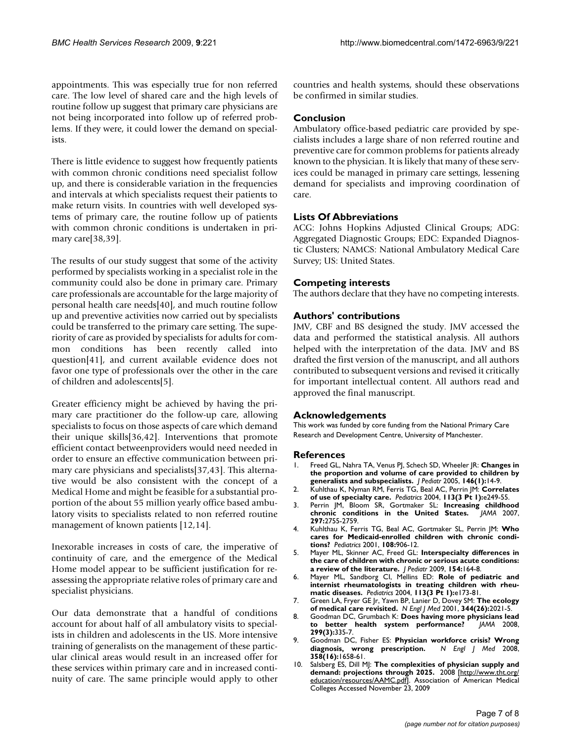appointments. This was especially true for non referred care. The low level of shared care and the high levels of routine follow up suggest that primary care physicians are not being incorporated into follow up of referred problems. If they were, it could lower the demand on specialists.

There is little evidence to suggest how frequently patients with common chronic conditions need specialist follow up, and there is considerable variation in the frequencies and intervals at which specialists request their patients to make return visits. In countries with well developed systems of primary care, the routine follow up of patients with common chronic conditions is undertaken in primary care[38,39].

The results of our study suggest that some of the activity performed by specialists working in a specialist role in the community could also be done in primary care. Primary care professionals are accountable for the large majority of personal health care needs[40], and much routine follow up and preventive activities now carried out by specialists could be transferred to the primary care setting. The superiority of care as provided by specialists for adults for common conditions has been recently called into question[41], and current available evidence does not favor one type of professionals over the other in the care of children and adolescents[5].

Greater efficiency might be achieved by having the primary care practitioner do the follow-up care, allowing specialists to focus on those aspects of care which demand their unique skills[36,42]. Interventions that promote efficient contact betweenproviders would need needed in order to ensure an effective communication between primary care physicians and specialists[37,43]. This alternative would be also consistent with the concept of a Medical Home and might be feasible for a substantial proportion of the about 55 million yearly office based ambulatory visits to specialists related to non referred routine management of known patients [12,14].

Inexorable increases in costs of care, the imperative of continuity of care, and the emergence of the Medical Home model appear to be sufficient justification for reassessing the appropriate relative roles of primary care and specialist physicians.

Our data demonstrate that a handful of conditions account for about half of all ambulatory visits to specialists in children and adolescents in the US. More intensive training of generalists on the management of these particular clinical areas would result in an increased offer for these services within primary care and in increased continuity of care. The same principle would apply to other countries and health systems, should these observations be confirmed in similar studies.

## Conclusion

Ambulatory office-based pediatric care provided by specialists includes a large share of non referred routine and preventive care for common problems for patients already known to the physician. It is likely that many of these services could be managed in primary care settings, lessening demand for specialists and improving coordination of care.

## Lists Of Abbreviations

ACG: Johns Hopkins Adjusted Clinical Groups; ADG: Aggregated Diagnostic Groups; EDC: Expanded Diagnostic Clusters; NAMCS: National Ambulatory Medical Care Survey; US: United States.

## Competing interests

The authors declare that they have no competing interests.

## Authors' contributions

JMV, CBF and BS designed the study. JMV accessed the data and performed the statistical analysis. All authors helped with the interpretation of the data. JMV and BS drafted the first version of the manuscript, and all authors contributed to subsequent versions and revised it critically for important intellectual content. All authors read and approved the final manuscript.

## Acknowledgements

This work was funded by core funding from the National Primary Care Research and Development Centre, University of Manchester.

## References

1. Freed GL, Nahra TA, Venus PJ, Schech SD, Wheeler JR: **Changes in the proportion and volume of care provided to children by generalists and subspecialists.** *J Pediatr* 2005, **146(1):**14-9.
2. Kuhlthau K, Nyman RM, Ferris TG, Beal AC, Perrin JM: **Correlates of use of specialty care.** *Pediatrics* 2004, **113(3 Pt 1):**e249-55.
3. Perrin JM, Bloom SR, Gortmaker SL: **Increasing childhood chronic conditions in the United States.** *JAMA* 2007, **297:**2755-2759.
4. Kuhlthau K, Ferris TG, Beal AC, Gortmaker SL, Perrin JM: **Who cares for Medicaid-enrolled children with chronic conditions?** *Pediatrics* 2001, **108:**906-12.
5. Mayer ML, Skinner AC, Freed GL: **Interspecialty differences in the care of children with chronic or serious acute conditions: a review of the literature.** *J Pediatr* 2009, **154:**164-8.
6. Mayer ML, Sandborg CI, Mellins ED: **Role of pediatric and internist rheumatologists in treating children with rheumatic diseases.** *Pediatrics* 2004, **113(3 Pt 1):**e173-81.
7. Green LA, Fryer GE Jr, Yawn BP, Lanier D, Dovey SM: **The ecology of medical care revisited.** *N Engl J Med* 2001, **344(26):**2021-5.
8. Goodman DC, Grumbach K: **Does having more physicians lead to better health system performance?** *JAMA* 2008, **299(3):**335-7.
9. Goodman DC, Fisher ES: **Physician workforce crisis? Wrong diagnosis, wrong prescription.** *N Engl J Med* 2008, **358(16):**1658-61.
10. Salsberg ES, Dill MJ: **The complexities of physician supply and demand: projections through 2025.** 2008 [http://www.tht.org/education/resources/AAMC.pdf]. Association of American Medical Colleges Accessed November 23, 2009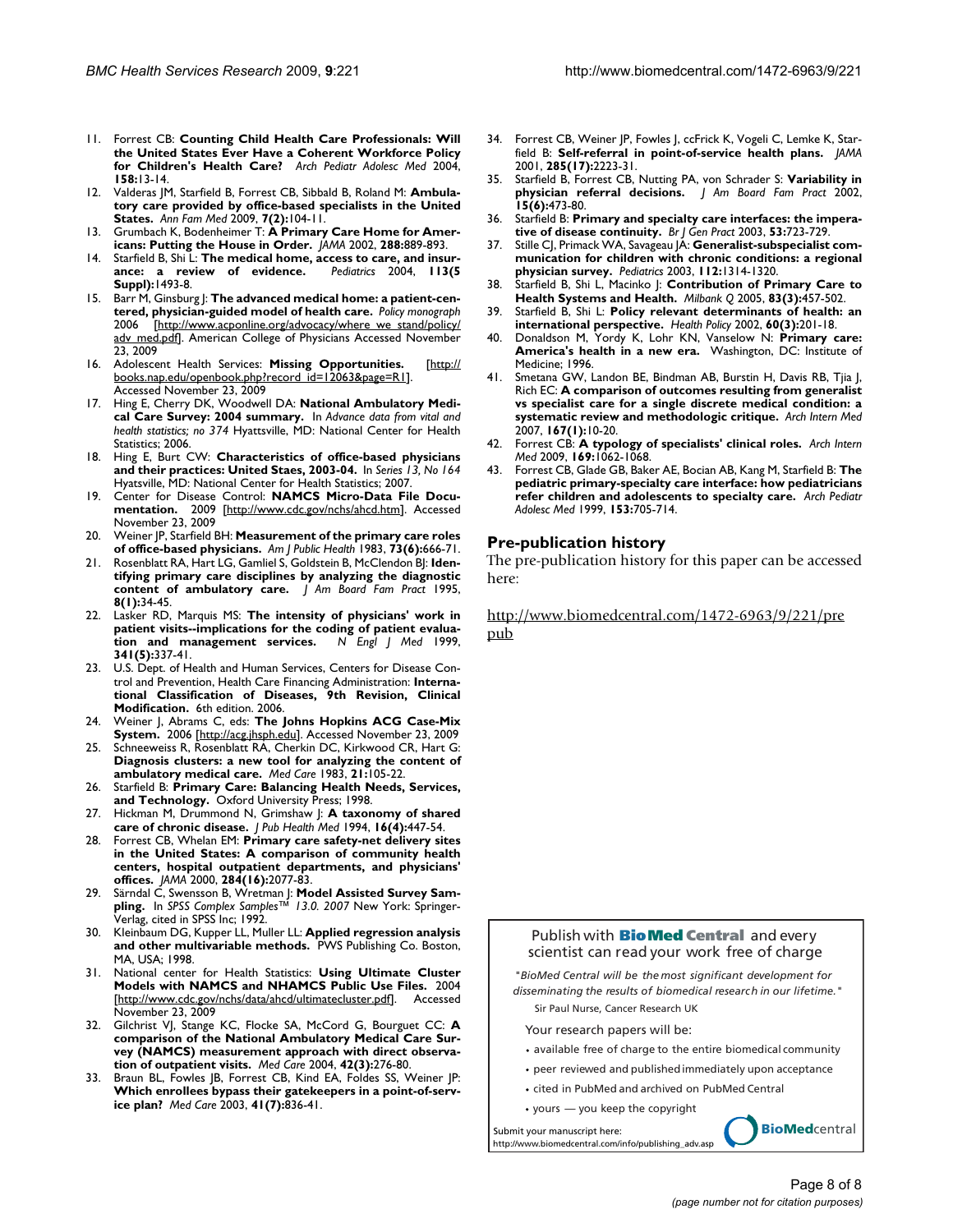11. Forrest CB: **Counting Child Health Care Professionals: Will the United States Ever Have a Coherent Workforce Policy for Children's Health Care?** *Arch Pediatr Adolesc Med* 2004, **158:**13-14.
12. Valderas JM, Starfield B, Forrest CB, Sibbald B, Roland M: **Ambulatory care provided by office-based specialists in the United States.** *Ann Fam Med* 2009, **7(2):**104-11.
13. Grumbach K, Bodenheimer T: **A Primary Care Home for Americans: Putting the House in Order.** *JAMA* 2002, **288:**889-893.
14. Starfield B, Shi L: **The medical home, access to care, and insurance: a review of evidence.** *Pediatrics* 2004, **113(5 Suppl):**1493-8.
15. Barr M, Ginsburg J: **The advanced medical home: a patient-centered, physician-guided model of health care.** *Policy monograph* 2006 [http://www.acponline.org/advocacy/where_we_stand/policy/adv_med.pdf]. American College of Physicians Accessed November 23, 2009
16. Adolescent Health Services: **Missing Opportunities.** [http://books.nap.edu/openbook.php?record_id=12063&page=R1]. Accessed November 23, 2009
17. Hing E, Cherry DK, Woodwell DA: **National Ambulatory Medical Care Survey: 2004 summary.** In *Advance data from vital and health statistics; no 374* Hyattsville, MD: National Center for Health Statistics; 2006.
18. Hing E, Burt CW: **Characteristics of office-based physicians and their practices: United Staes, 2003-04.** In *Series 13, No 164* Hyatsville, MD: National Center for Health Statistics; 2007.
19. Center for Disease Control: **NAMCS Micro-Data File Documentation.** 2009 [http://www.cdc.gov/nchs/ahcd.htm]. Accessed November 23, 2009
20. Weiner JP, Starfield BH: **Measurement of the primary care roles of office-based physicians.** *Am J Public Health* 1983, **73(6):**666-71.
21. Rosenblatt RA, Hart LG, Gamliel S, Goldstein B, McClendon BJ: **Identifying primary care disciplines by analyzing the diagnostic content of ambulatory care.** *J Am Board Fam Pract* 1995, **8(1):**34-45.
22. Lasker RD, Marquis MS: **The intensity of physicians' work in patient visits--implications for the coding of patient evaluation and management services.** *N Engl J Med* 1999, **341(5):**337-41.
23. U.S. Dept. of Health and Human Services, Centers for Disease Control and Prevention, Health Care Financing Administration: **International Classification of Diseases, 9th Revision, Clinical Modification.** 6th edition. 2006.
24. Weiner J, Abrams C, eds: **The Johns Hopkins ACG Case-Mix System.** 2006 [http://acg.jhsph.edu]. Accessed November 23, 2009
25. Schneeweiss R, Rosenblatt RA, Cherkin DC, Kirkwood CR, Hart G: **Diagnosis clusters: a new tool for analyzing the content of ambulatory medical care.** *Med Care* 1983, **21:**105-22.
26. Starfield B: **Primary Care: Balancing Health Needs, Services, and Technology.** Oxford University Press; 1998.
27. Hickman M, Drummond N, Grimshaw J: **A taxonomy of shared care of chronic disease.** *J Pub Health Med* 1994, **16(4):**447-54.
28. Forrest CB, Whelan EM: **Primary care safety-net delivery sites in the United States: A comparison of community health centers, hospital outpatient departments, and physicians' offices.** *JAMA* 2000, **284(16):**2077-83.
29. Särndal C, Swensson B, Wretman J: **Model Assisted Survey Sampling.** In *SPSS Complex Samples™ 13.0. 2007* New York: Springer-Verlag, cited in SPSS Inc; 1992.
30. Kleinbaum DG, Kupper LL, Muller LL: **Applied regression analysis and other multivariable methods.** PWS Publishing Co. Boston, MA, USA; 1998.
31. National center for Health Statistics: **Using Ultimate Cluster Models with NAMCS and NHAMCS Public Use Files.** 2004 [http://www.cdc.gov/nchs/data/ahcd/ultimatecluster.pdf]. Accessed November 23, 2009
32. Gilchrist VJ, Stange KC, Flocke SA, McCord G, Bourguet CC: **A comparison of the National Ambulatory Medical Care Survey (NAMCS) measurement approach with direct observation of outpatient visits.** *Med Care* 2004, **42(3):**276-80.
33. Braun BL, Fowles JB, Forrest CB, Kind EA, Foldes SS, Weiner JP: **Which enrollees bypass their gatekeepers in a point-of-service plan?** *Med Care* 2003, **41(7):**836-41.
34. Forrest CB, Weiner JP, Fowles J, ccFrick K, Vogeli C, Lemke K, Starfield B: **Self-referral in point-of-service health plans.** *JAMA* 2001, **285(17):**2223-31.
35. Starfield B, Forrest CB, Nutting PA, von Schrader S: **Variability in physician referral decisions.** *J Am Board Fam Pract* 2002, **15(6):**473-80.
36. Starfield B: **Primary and specialty care interfaces: the imperative of disease continuity.** *Br J Gen Pract* 2003, **53:**723-729.
37. Stille CJ, Primack WA, Savageau JA: **Generalist-subspecialist communication for children with chronic conditions: a regional physician survey.** *Pediatrics* 2003, **112:**1314-1320.
38. Starfield B, Shi L, Macinko J: **Contribution of Primary Care to Health Systems and Health.** *Milbank Q* 2005, **83(3):**457-502.
39. Starfield B, Shi L: **Policy relevant determinants of health: an international perspective.** *Health Policy* 2002, **60(3):**201-18.
40. Donaldson M, Yordy K, Lohr KN, Vanselow N: **Primary care: America's health in a new era.** Washington, DC: Institute of Medicine; 1996.
41. Smetana GW, Landon BE, Bindman AB, Burstin H, Davis RB, Tjia J, Rich EC: **A comparison of outcomes resulting from generalist vs specialist care for a single discrete medical condition: a systematic review and methodologic critique.** *Arch Intern Med* 2007, **167(1):**10-20.
42. Forrest CB: **A typology of specialists' clinical roles.** *Arch Intern Med* 2009, **169:**1062-1068.
43. Forrest CB, Glade GB, Baker AE, Bocian AB, Kang M, Starfield B: **The pediatric primary-specialty care interface: how pediatricians refer children and adolescents to specialty care.** *Arch Pediatr Adolesc Med* 1999, **153:**705-714.

## Pre-publication history

The pre-publication history for this paper can be accessed here:

http://www.biomedcentral.com/1472-6963/9/221/prepub

Publish with **BioMed Central** and every scientist can read your work free of charge

*"BioMed Central will be the most significant development for disseminating the results of biomedical research in our lifetime."*

Sir Paul Nurse, Cancer Research UK

Your research papers will be:

- available free of charge to the entire biomedical community
- peer reviewed and published immediately upon acceptance
- cited in PubMed and archived on PubMed Central
- yours — you keep the copyright

Submit your manuscript here:
http://www.biomedcentral.com/info/publishing_adv.asp

BioMedcentral